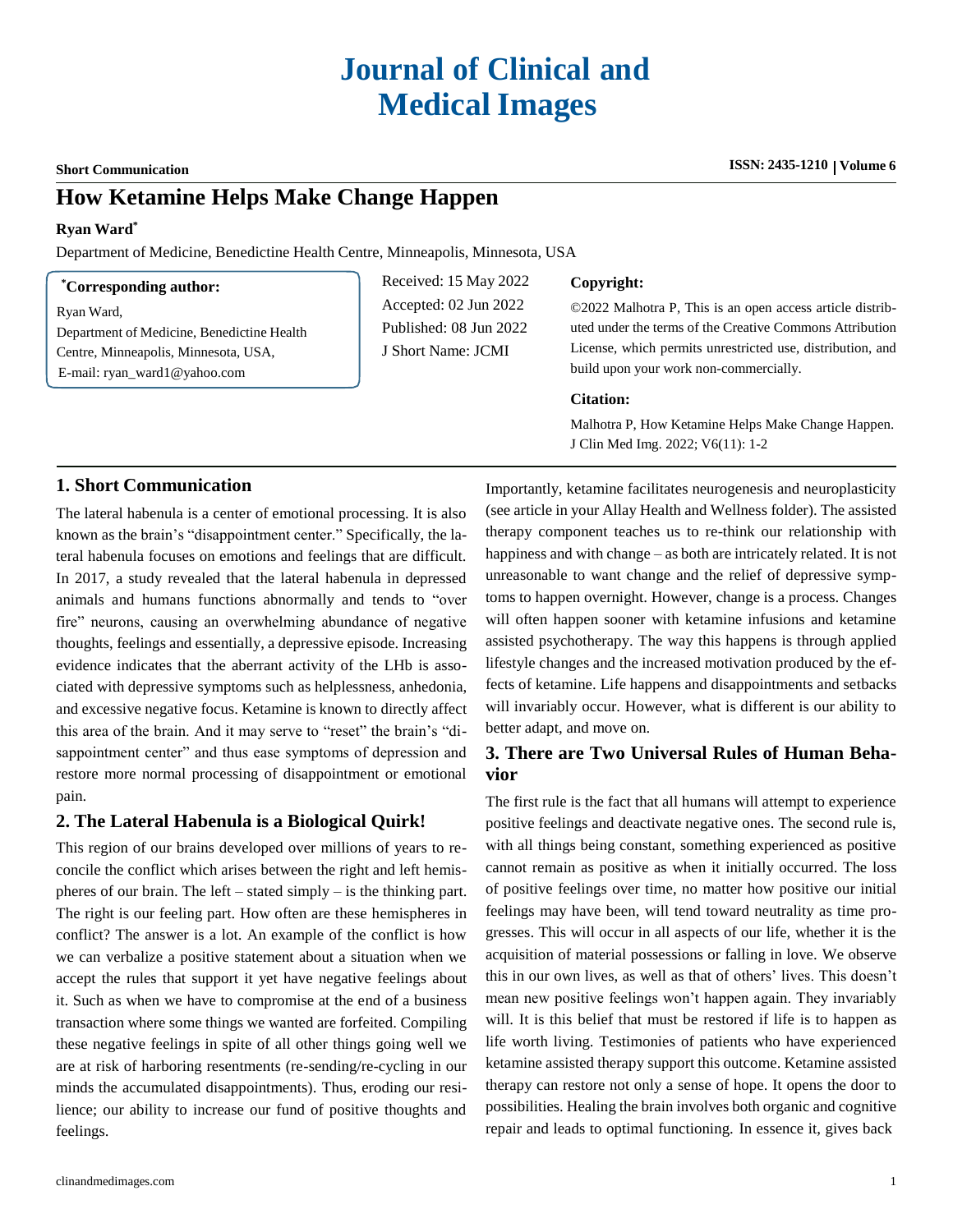# Journal of Clinical and Medical Images

**Short Communication**

**ISSN: 2435-1210 | Volume 6**

# How Ketamine Helps Make Change Happen

**Ryan Ward***

Department of Medicine, Benedictine Health Centre, Minneapolis, Minnesota, USA

**\*Corresponding author:**

Ryan Ward,
Department of Medicine, Benedictine Health Centre, Minneapolis, Minnesota, USA,
E-mail: ryan_ward1@yahoo.com

Received: 15 May 2022
Accepted: 02 Jun 2022
Published: 08 Jun 2022
J Short Name: JCMI

**Copyright:**

©2022 Malhotra P, This is an open access article distributed under the terms of the Creative Commons Attribution License, which permits unrestricted use, distribution, and build upon your work non-commercially.

**Citation:**

Malhotra P, How Ketamine Helps Make Change Happen. J Clin Med Img. 2022; V6(11): 1-2

## 1. Short Communication

The lateral habenula is a center of emotional processing. It is also known as the brain's "disappointment center." Specifically, the lateral habenula focuses on emotions and feelings that are difficult. In 2017, a study revealed that the lateral habenula in depressed animals and humans functions abnormally and tends to "over fire" neurons, causing an overwhelming abundance of negative thoughts, feelings and essentially, a depressive episode. Increasing evidence indicates that the aberrant activity of the LHb is associated with depressive symptoms such as helplessness, anhedonia, and excessive negative focus. Ketamine is known to directly affect this area of the brain. And it may serve to "reset" the brain's "disappointment center" and thus ease symptoms of depression and restore more normal processing of disappointment or emotional pain.

## 2. The Lateral Habenula is a Biological Quirk!

This region of our brains developed over millions of years to reconcile the conflict which arises between the right and left hemispheres of our brain. The left – stated simply – is the thinking part. The right is our feeling part. How often are these hemispheres in conflict? The answer is a lot. An example of the conflict is how we can verbalize a positive statement about a situation when we accept the rules that support it yet have negative feelings about it. Such as when we have to compromise at the end of a business transaction where some things we wanted are forfeited. Compiling these negative feelings in spite of all other things going well we are at risk of harboring resentments (re-sending/re-cycling in our minds the accumulated disappointments). Thus, eroding our resilience; our ability to increase our fund of positive thoughts and feelings.

Importantly, ketamine facilitates neurogenesis and neuroplasticity (see article in your Allay Health and Wellness folder). The assisted therapy component teaches us to re-think our relationship with happiness and with change – as both are intricately related. It is not unreasonable to want change and the relief of depressive symptoms to happen overnight. However, change is a process. Changes will often happen sooner with ketamine infusions and ketamine assisted psychotherapy. The way this happens is through applied lifestyle changes and the increased motivation produced by the effects of ketamine. Life happens and disappointments and setbacks will invariably occur. However, what is different is our ability to better adapt, and move on.

## 3. There are Two Universal Rules of Human Behavior

The first rule is the fact that all humans will attempt to experience positive feelings and deactivate negative ones. The second rule is, with all things being constant, something experienced as positive cannot remain as positive as when it initially occurred. The loss of positive feelings over time, no matter how positive our initial feelings may have been, will tend toward neutrality as time progresses. This will occur in all aspects of our life, whether it is the acquisition of material possessions or falling in love. We observe this in our own lives, as well as that of others' lives. This doesn't mean new positive feelings won't happen again. They invariably will. It is this belief that must be restored if life is to happen as life worth living. Testimonies of patients who have experienced ketamine assisted therapy support this outcome. Ketamine assisted therapy can restore not only a sense of hope. It opens the door to possibilities. Healing the brain involves both organic and cognitive repair and leads to optimal functioning. In essence it, gives back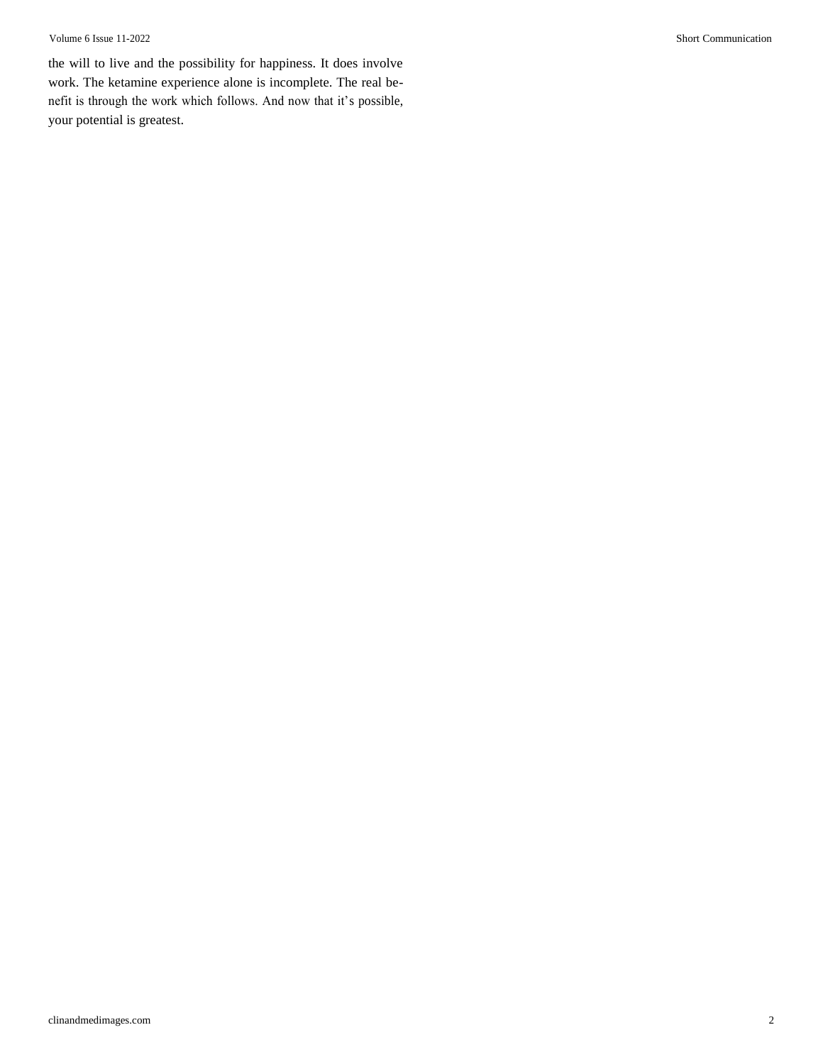the will to live and the possibility for happiness. It does involve work. The ketamine experience alone is incomplete. The real benefit is through the work which follows. And now that it's possible, your potential is greatest.